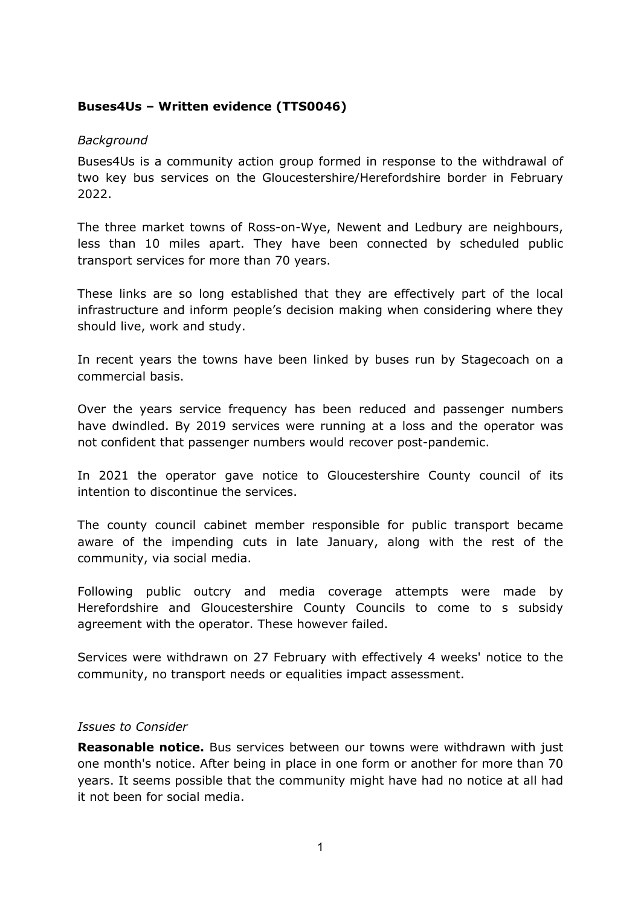**Buses4Us – Written evidence (TTS0046)**

*Background*

Buses4Us is a community action group formed in response to the withdrawal of two key bus services on the Gloucestershire/Herefordshire border in February 2022.

The three market towns of Ross-on-Wye, Newent and Ledbury are neighbours, less than 10 miles apart. They have been connected by scheduled public transport services for more than 70 years.

These links are so long established that they are effectively part of the local infrastructure and inform people's decision making when considering where they should live, work and study.

In recent years the towns have been linked by buses run by Stagecoach on a commercial basis.

Over the years service frequency has been reduced and passenger numbers have dwindled. By 2019 services were running at a loss and the operator was not confident that passenger numbers would recover post-pandemic.

In 2021 the operator gave notice to Gloucestershire County council of its intention to discontinue the services.

The county council cabinet member responsible for public transport became aware of the impending cuts in late January, along with the rest of the community, via social media.

Following public outcry and media coverage attempts were made by Herefordshire and Gloucestershire County Councils to come to s subsidy agreement with the operator. These however failed.

Services were withdrawn on 27 February with effectively 4 weeks' notice to the community, no transport needs or equalities impact assessment.

*Issues to Consider*

**Reasonable notice.** Bus services between our towns were withdrawn with just one month's notice. After being in place in one form or another for more than 70 years. It seems possible that the community might have had no notice at all had it not been for social media.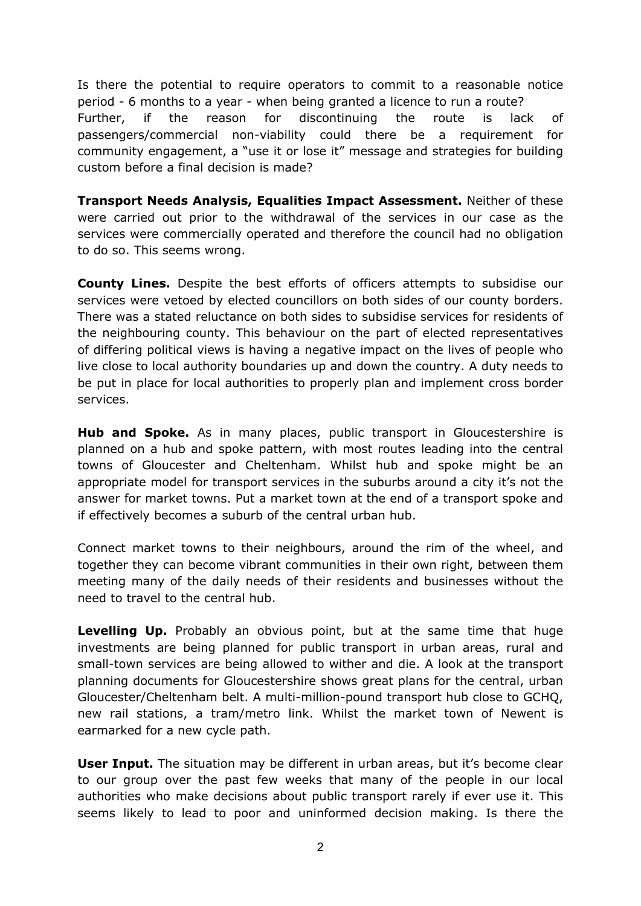Is there the potential to require operators to commit to a reasonable notice period - 6 months to a year - when being granted a licence to run a route? Further, if the reason for discontinuing the route is lack of passengers/commercial non-viability could there be a requirement for community engagement, a "use it or lose it" message and strategies for building custom before a final decision is made?

**Transport Needs Analysis, Equalities Impact Assessment.** Neither of these were carried out prior to the withdrawal of the services in our case as the services were commercially operated and therefore the council had no obligation to do so. This seems wrong.

**County Lines.** Despite the best efforts of officers attempts to subsidise our services were vetoed by elected councillors on both sides of our county borders. There was a stated reluctance on both sides to subsidise services for residents of the neighbouring county. This behaviour on the part of elected representatives of differing political views is having a negative impact on the lives of people who live close to local authority boundaries up and down the country. A duty needs to be put in place for local authorities to properly plan and implement cross border services.

**Hub and Spoke.** As in many places, public transport in Gloucestershire is planned on a hub and spoke pattern, with most routes leading into the central towns of Gloucester and Cheltenham. Whilst hub and spoke might be an appropriate model for transport services in the suburbs around a city it's not the answer for market towns. Put a market town at the end of a transport spoke and if effectively becomes a suburb of the central urban hub.

Connect market towns to their neighbours, around the rim of the wheel, and together they can become vibrant communities in their own right, between them meeting many of the daily needs of their residents and businesses without the need to travel to the central hub.

**Levelling Up.** Probably an obvious point, but at the same time that huge investments are being planned for public transport in urban areas, rural and small-town services are being allowed to wither and die. A look at the transport planning documents for Gloucestershire shows great plans for the central, urban Gloucester/Cheltenham belt. A multi-million-pound transport hub close to GCHQ, new rail stations, a tram/metro link. Whilst the market town of Newent is earmarked for a new cycle path.

**User Input.** The situation may be different in urban areas, but it's become clear to our group over the past few weeks that many of the people in our local authorities who make decisions about public transport rarely if ever use it. This seems likely to lead to poor and uninformed decision making. Is there the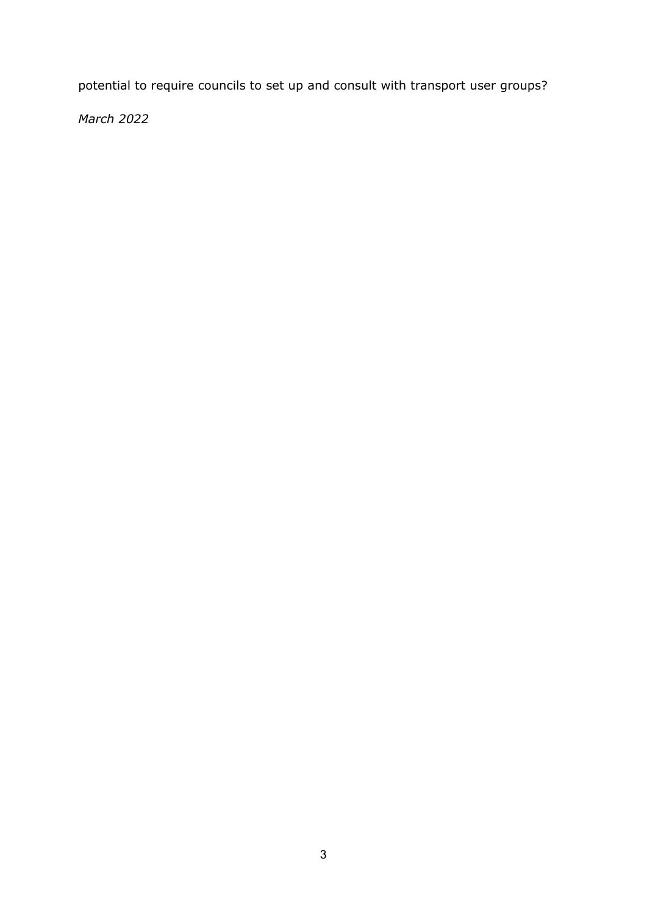potential to require councils to set up and consult with transport user groups?

*March 2022*